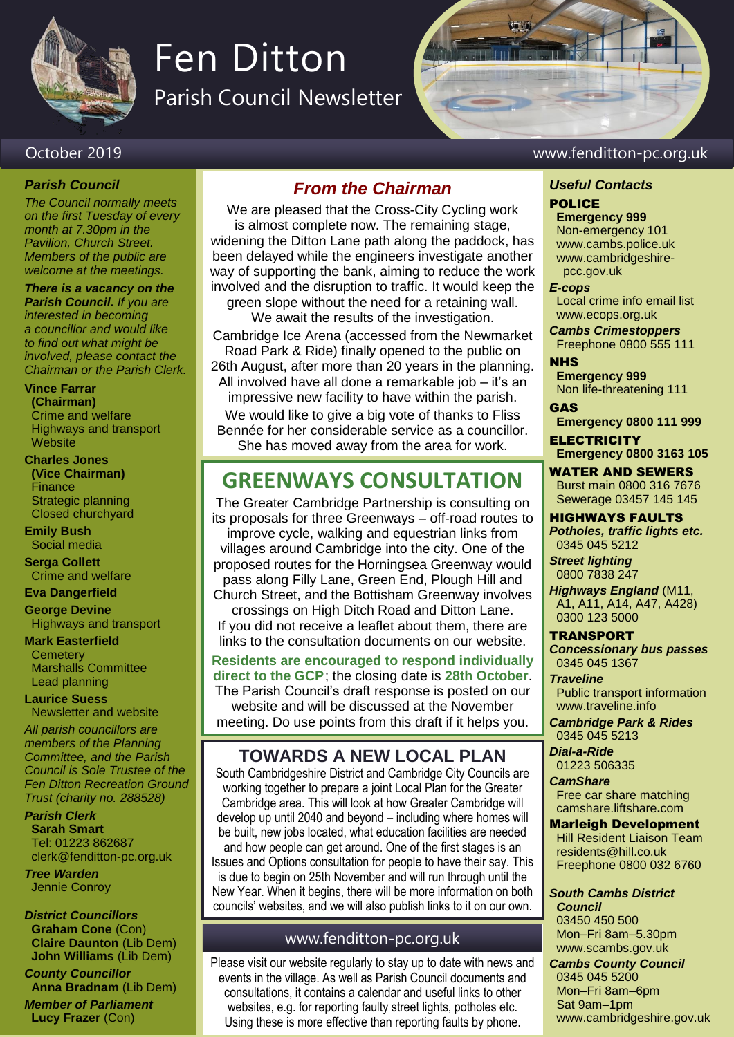# Fen Ditton

## Parish Council Newsletter

October 2019

www.fenditton-pc.org.uk

### *Parish Council*

*The Council normally meets on the first Tuesday of every month at 7.30pm in the Pavilion, Church Street. Members of the public are welcome at the meetings.*

***There is a vacancy on the Parish Council.** If you are interested in becoming a councillor and would like to find out what might be involved, please contact the Chairman or the Parish Clerk.*

**Vince Farrar (Chairman)**
Crime and welfare
Highways and transport
Website

**Charles Jones (Vice Chairman)**
Finance
Strategic planning
Closed churchyard

**Emily Bush**
Social media

**Serga Collett**
Crime and welfare

**Eva Dangerfield**

**George Devine**
Highways and transport

**Mark Easterfield**
Cemetery
Marshalls Committee
Lead planning

**Laurice Suess**
Newsletter and website

*All parish councillors are members of the Planning Committee, and the Parish Council is Sole Trustee of the Fen Ditton Recreation Ground Trust (charity no. 288528)*

***Parish Clerk***
**Sarah Smart**
Tel: 01223 862687
clerk@fenditton-pc.org.uk

***Tree Warden***
Jennie Conroy

***District Councillors***
**Graham Cone** (Con)
**Claire Daunton** (Lib Dem)
**John Williams** (Lib Dem)

***County Councillor***
**Anna Bradnam** (Lib Dem)

***Member of Parliament***
**Lucy Frazer** (Con)

## *From the Chairman*

We are pleased that the Cross-City Cycling work is almost complete now. The remaining stage, widening the Ditton Lane path along the paddock, has been delayed while the engineers investigate another way of supporting the bank, aiming to reduce the work involved and the disruption to traffic. It would keep the green slope without the need for a retaining wall. We await the results of the investigation.

Cambridge Ice Arena (accessed from the Newmarket Road Park & Ride) finally opened to the public on 26th August, after more than 20 years in the planning. All involved have all done a remarkable job – it's an impressive new facility to have within the parish.

We would like to give a big vote of thanks to Fliss Bennée for her considerable service as a councillor. She has moved away from the area for work.

## GREENWAYS CONSULTATION

The Greater Cambridge Partnership is consulting on its proposals for three Greenways – off-road routes to improve cycle, walking and equestrian links from villages around Cambridge into the city. One of the proposed routes for the Horningsea Greenway would pass along Filly Lane, Green End, Plough Hill and Church Street, and the Bottisham Greenway involves crossings on High Ditch Road and Ditton Lane. If you did not receive a leaflet about them, there are links to the consultation documents on our website.

**Residents are encouraged to respond individually direct to the GCP**; the closing date is **28th October**. The Parish Council's draft response is posted on our website and will be discussed at the November meeting. Do use points from this draft if it helps you.

## TOWARDS A NEW LOCAL PLAN

South Cambridgeshire District and Cambridge City Councils are working together to prepare a joint Local Plan for the Greater Cambridge area. This will look at how Greater Cambridge will develop up until 2040 and beyond – including where homes will be built, new jobs located, what education facilities are needed and how people can get around. One of the first stages is an Issues and Options consultation for people to have their say. This is due to begin on 25th November and will run through until the New Year. When it begins, there will be more information on both councils' websites, and we will also publish links to it on our own.

## www.fenditton-pc.org.uk

Please visit our website regularly to stay up to date with news and events in the village. As well as Parish Council documents and consultations, it contains a calendar and useful links to other websites, e.g. for reporting faulty street lights, potholes etc. Using these is more effective than reporting faults by phone.

### *Useful Contacts*

**POLICE**
**Emergency 999**
Non-emergency 101
www.cambs.police.uk
www.cambridgeshire-pcc.gov.uk

***E-cops***
Local crime info email list
www.ecops.org.uk

***Cambs Crimestoppers***
Freephone 0800 555 111

**NHS**
**Emergency 999**
Non life-threatening 111

**GAS**
**Emergency 0800 111 999**

**ELECTRICITY**
**Emergency 0800 3163 105**

**WATER AND SEWERS**
Burst main 0800 316 7676
Sewerage 03457 145 145

**HIGHWAYS FAULTS**
***Potholes, traffic lights etc.***
0345 045 5212

***Street lighting***
0800 7838 247

***Highways England*** (M11, A1, A11, A14, A47, A428)
0300 123 5000

**TRANSPORT**
***Concessionary bus passes***
0345 045 1367

***Traveline***
Public transport information
www.traveline.info

***Cambridge Park & Rides***
0345 045 5213

***Dial-a-Ride***
01223 506335

***CamShare***
Free car share matching
camshare.liftshare.com

**Marleigh Development**
Hill Resident Liaison Team
residents@hill.co.uk
Freephone 0800 032 6760

***South Cambs District Council***
03450 450 500
Mon–Fri 8am–5.30pm
www.scambs.gov.uk

***Cambs County Council***
0345 045 5200
Mon–Fri 8am–6pm
Sat 9am–1pm
www.cambridgeshire.gov.uk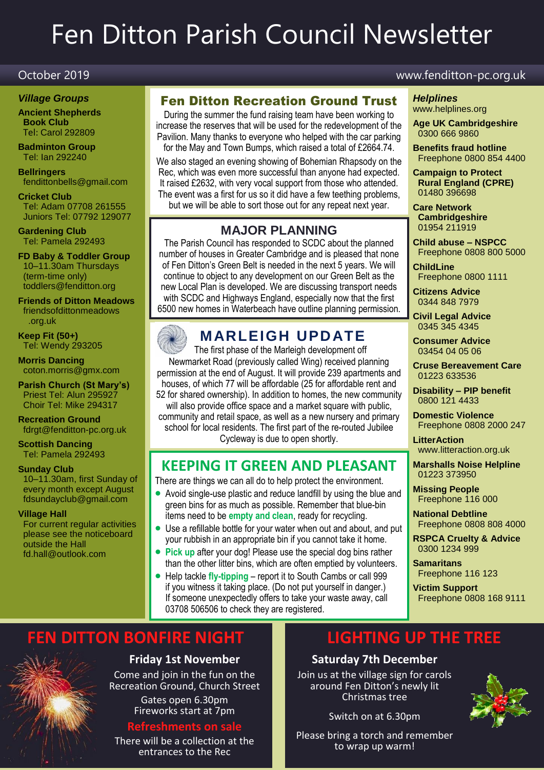# Fen Ditton Parish Council Newsletter

October 2019

www.fenditton-pc.org.uk

### *Village Groups*

**Ancient Shepherds Book Club**
Tel: Carol 292809

**Badminton Group**
Tel: Ian 292240

**Bellringers**
fendittonbells@gmail.com

**Cricket Club**
Tel: Adam 07708 261555
Juniors Tel: 07792 129077

**Gardening Club**
Tel: Pamela 292493

**FD Baby & Toddler Group**
10–11.30am Thursdays (term-time only)
toddlers@fenditton.org

**Friends of Ditton Meadows**
friendsofdittonmeadows.org.uk

**Keep Fit (50+)**
Tel: Wendy 293205

**Morris Dancing**
coton.morris@gmx.com

**Parish Church (St Mary's)**
Priest Tel: Alun 295927
Choir Tel: Mike 294317

**Recreation Ground**
fdrgt@fenditton-pc.org.uk

**Scottish Dancing**
Tel: Pamela 292493

**Sunday Club**
10–11.30am, first Sunday of every month except August
fdsundayclub@gmail.com

**Village Hall**
For current regular activities please see the noticeboard outside the Hall
fd.hall@outlook.com

## Fen Ditton Recreation Ground Trust

During the summer the fund raising team have been working to increase the reserves that will be used for the redevelopment of the Pavilion. Many thanks to everyone who helped with the car parking for the May and Town Bumps, which raised a total of £2664.74.

We also staged an evening showing of Bohemian Rhapsody on the Rec, which was even more successful than anyone had expected. It raised £2632, with very vocal support from those who attended. The event was a first for us so it did have a few teething problems, but we will be able to sort those out for any repeat next year.

## MAJOR PLANNING

The Parish Council has responded to SCDC about the planned number of houses in Greater Cambridge and is pleased that none of Fen Ditton's Green Belt is needed in the next 5 years. We will continue to object to any development on our Green Belt as the new Local Plan is developed. We are discussing transport needs with SCDC and Highways England, especially now that the first 6500 new homes in Waterbeach have outline planning permission.

## MARLEIGH UPDATE

The first phase of the Marleigh development off Newmarket Road (previously called Wing) received planning permission at the end of August. It will provide 239 apartments and houses, of which 77 will be affordable (25 for affordable rent and 52 for shared ownership). In addition to homes, the new community will also provide office space and a market square with public, community and retail space, as well as a new nursery and primary school for local residents. The first part of the re-routed Jubilee Cycleway is due to open shortly.

## KEEPING IT GREEN AND PLEASANT

There are things we can all do to help protect the environment.

- Avoid single-use plastic and reduce landfill by using the blue and green bins for as much as possible. Remember that blue-bin items need to be **empty and clean**, ready for recycling.
- Use a refillable bottle for your water when out and about, and put your rubbish in an appropriate bin if you cannot take it home.
- **Pick up** after your dog! Please use the special dog bins rather than the other litter bins, which are often emptied by volunteers.
- Help tackle **fly-tipping** – report it to South Cambs or call 999 if you witness it taking place. (Do not put yourself in danger.) If someone unexpectedly offers to take your waste away, call 03708 506506 to check they are registered.

### *Helplines*
www.helplines.org

**Age UK Cambridgeshire**
0300 666 9860

**Benefits fraud hotline**
Freephone 0800 854 4400

**Campaign to Protect Rural England (CPRE)**
01480 396698

**Care Network Cambridgeshire**
01954 211919

**Child abuse – NSPCC**
Freephone 0808 800 5000

**ChildLine**
Freephone 0800 1111

**Citizens Advice**
0344 848 7979

**Civil Legal Advice**
0345 345 4345

**Consumer Advice**
03454 04 05 06

**Cruse Bereavement Care**
01223 633536

**Disability – PIP benefit**
0800 121 4433

**Domestic Violence**
Freephone 0808 2000 247

**LitterAction**
www.litteraction.org.uk

**Marshalls Noise Helpline**
01223 373950

**Missing People**
Freephone 116 000

**National Debtline**
Freephone 0808 808 4000

**RSPCA Cruelty & Advice**
0300 1234 999

**Samaritans**
Freephone 116 123

**Victim Support**
Freephone 0808 168 9111

## FEN DITTON BONFIRE NIGHT

### Friday 1st November

Come and join in the fun on the Recreation Ground, Church Street

Gates open 6.30pm
Fireworks start at 7pm

**Refreshments on sale**

There will be a collection at the entrances to the Rec

## LIGHTING UP THE TREE

### Saturday 7th December

Join us at the village sign for carols around Fen Ditton's newly lit Christmas tree

Switch on at 6.30pm

Please bring a torch and remember to wrap up warm!